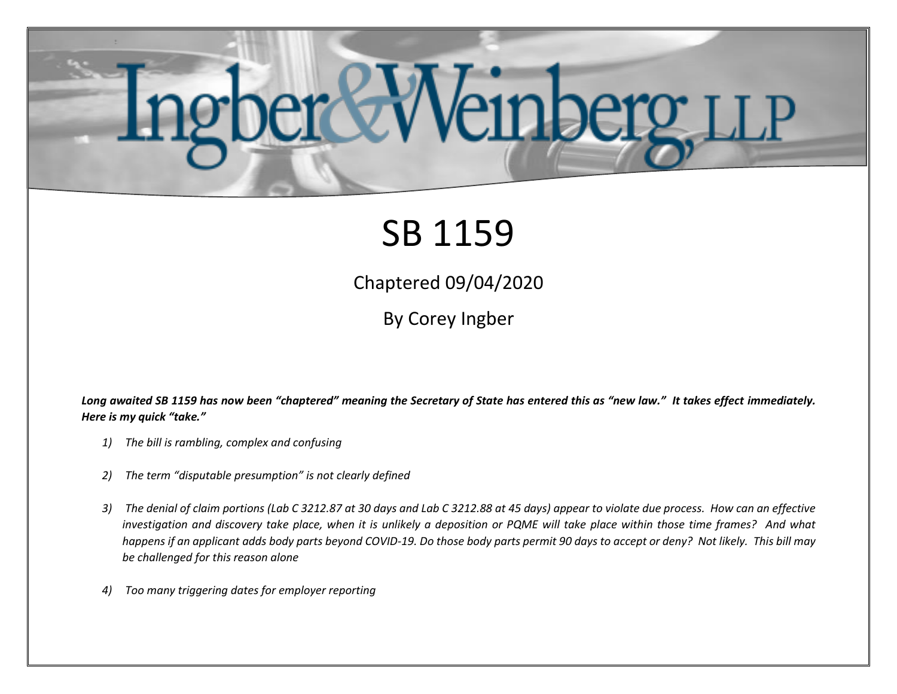# Ingber & Weinberg, LLP

# SB 1159

Chaptered 09/04/2020

By Corey Ingber

***Long awaited SB 1159 has now been "chaptered" meaning the Secretary of State has entered this as "new law." It takes effect immediately. Here is my quick "take."***

1) *The bill is rambling, complex and confusing*

2) *The term "disputable presumption" is not clearly defined*

3) *The denial of claim portions (Lab C 3212.87 at 30 days and Lab C 3212.88 at 45 days) appear to violate due process. How can an effective investigation and discovery take place, when it is unlikely a deposition or PQME will take place within those time frames? And what happens if an applicant adds body parts beyond COVID-19. Do those body parts permit 90 days to accept or deny? Not likely. This bill may be challenged for this reason alone*

4) *Too many triggering dates for employer reporting*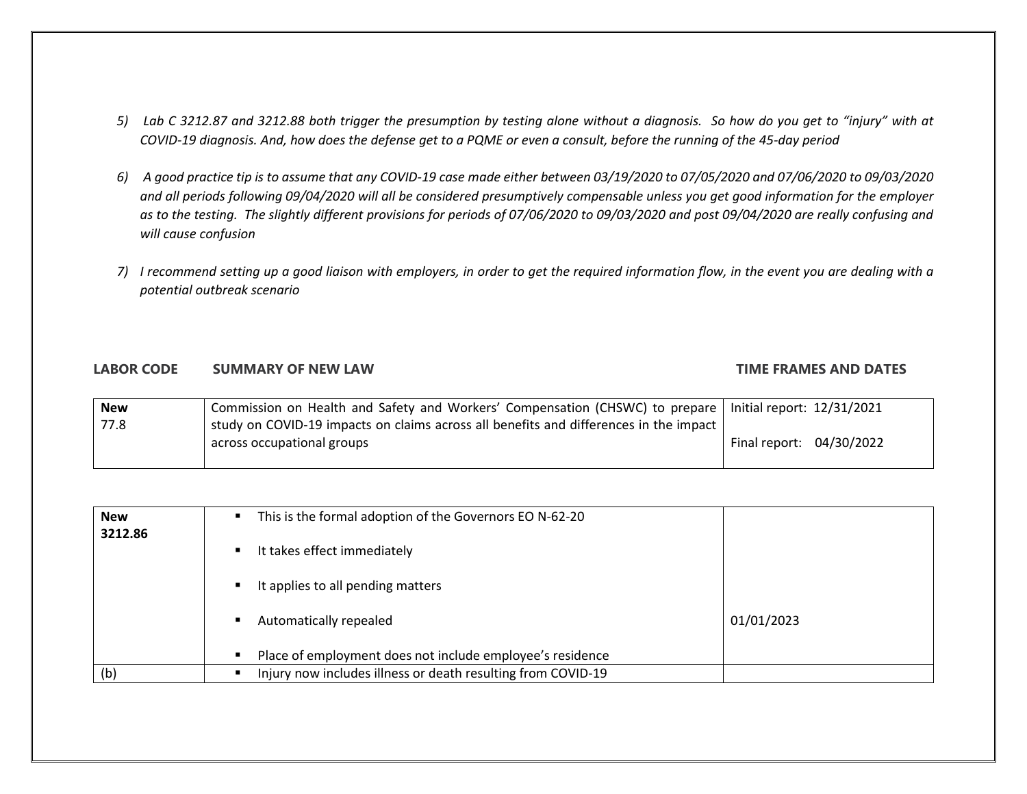5) *Lab C 3212.87 and 3212.88 both trigger the presumption by testing alone without a diagnosis. So how do you get to "injury" with at COVID-19 diagnosis. And, how does the defense get to a PQME or even a consult, before the running of the 45-day period*

6) *A good practice tip is to assume that any COVID-19 case made either between 03/19/2020 to 07/05/2020 and 07/06/2020 to 09/03/2020 and all periods following 09/04/2020 will all be considered presumptively compensable unless you get good information for the employer as to the testing. The slightly different provisions for periods of 07/06/2020 to 09/03/2020 and post 09/04/2020 are really confusing and will cause confusion*

7) *I recommend setting up a good liaison with employers, in order to get the required information flow, in the event you are dealing with a potential outbreak scenario*

| LABOR CODE | SUMMARY OF NEW LAW | TIME FRAMES AND DATES |
|---|---|---|
| **New** 77.8 | Commission on Health and Safety and Workers' Compensation (CHSWC) to prepare study on COVID-19 impacts on claims across all benefits and differences in the impact across occupational groups | Initial report: 12/31/2021<br><br>Final report: 04/30/2022 |

| | | |
|---|---|---|
| **New 3212.86** | ▪ This is the formal adoption of the Governors EO N-62-20<br><br>▪ It takes effect immediately<br><br>▪ It applies to all pending matters<br><br>▪ Automatically repealed<br><br>▪ Place of employment does not include employee's residence | <br><br><br><br><br><br>01/01/2023 |
| (b) | ▪ Injury now includes illness or death resulting from COVID-19 | |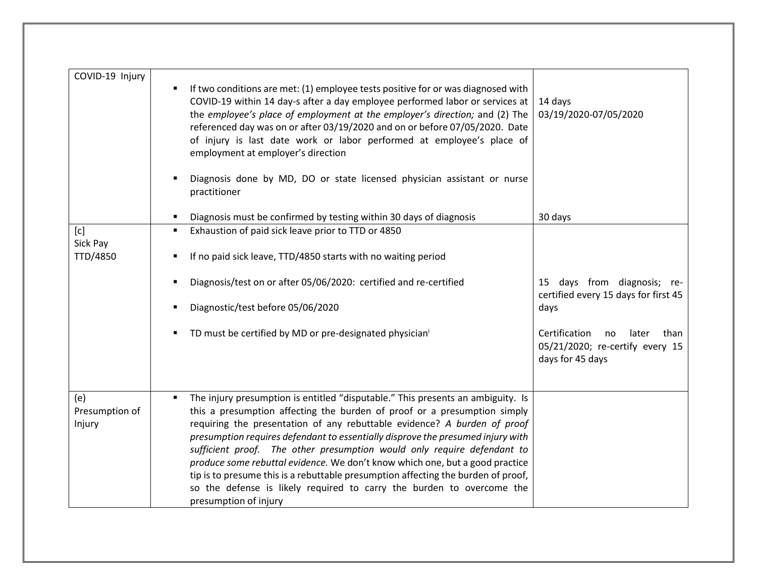| COVID-19 Injury | ▪ If two conditions are met: (1) employee tests positive for or was diagnosed with COVID-19 within 14 day-s after a day employee performed labor or services at the *employee's place of employment at the employer's direction;* and (2) The referenced day was on or after 03/19/2020 and on or before 07/05/2020. Date of injury is last date work or labor performed at employee's place of employment at employer's direction<br><br>▪ Diagnosis done by MD, DO or state licensed physician assistant or nurse practitioner<br><br>▪ Diagnosis must be confirmed by testing within 30 days of diagnosis | 14 days<br>03/19/2020-07/05/2020<br><br><br><br><br><br><br>30 days |
|---|---|---|
| [c]<br>Sick Pay<br>TTD/4850 | ▪ Exhaustion of paid sick leave prior to TTD or 4850<br><br>▪ If no paid sick leave, TTD/4850 starts with no waiting period<br><br>▪ Diagnosis/test on or after 05/06/2020: certified and re-certified<br><br>▪ Diagnostic/test before 05/06/2020<br><br>▪ TD must be certified by MD or pre-designated physician[i] | <br><br><br><br>15 days from diagnosis; re-certified every 15 days for first 45 days<br><br>Certification no later than 05/21/2020; re-certify every 15 days for 45 days |
| (e)<br>Presumption of Injury | ▪ The injury presumption is entitled "disputable." This presents an ambiguity. Is this a presumption affecting the burden of proof or a presumption simply requiring the presentation of any rebuttable evidence? *A burden of proof presumption requires defendant to essentially disprove the presumed injury with sufficient proof. The other presumption would only require defendant to produce some rebuttal evidence.* We don't know which one, but a good practice tip is to presume this is a rebuttable presumption affecting the burden of proof, so the defense is likely required to carry the burden to overcome the presumption of injury | |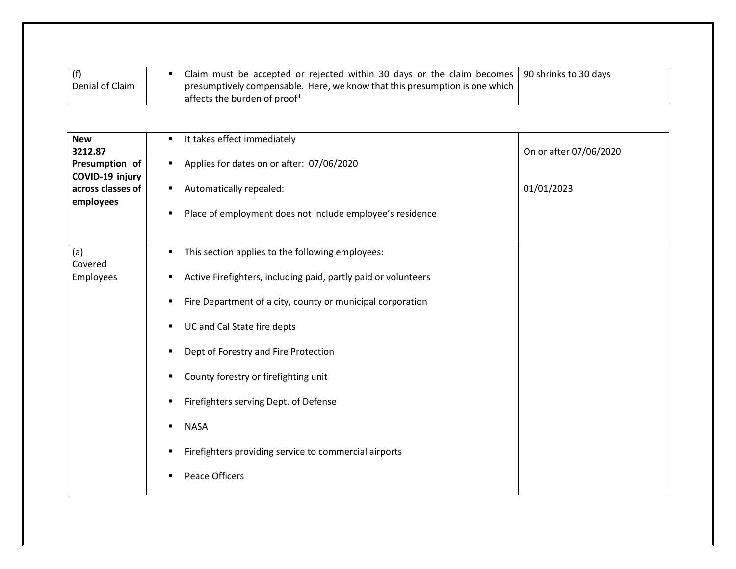| (f) Denial of Claim | ▪ Claim must be accepted or rejected within 30 days or the claim becomes presumptively compensable. Here, we know that this presumption is one which affects the burden of proof[ii] | 90 shrinks to 30 days |
|---|---|---|

| **New 3212.87 Presumption of COVID-19 injury across classes of employees** | ▪ It takes effect immediately<br><br>▪ Applies for dates on or after: 07/06/2020<br><br>▪ Automatically repealed:<br><br>▪ Place of employment does not include employee's residence | On or after 07/06/2020<br><br>01/01/2023 |
|---|---|---|
| (a) Covered Employees | ▪ This section applies to the following employees:<br><br>▪ Active Firefighters, including paid, partly paid or volunteers<br><br>▪ Fire Department of a city, county or municipal corporation<br><br>▪ UC and Cal State fire depts<br><br>▪ Dept of Forestry and Fire Protection<br><br>▪ County forestry or firefighting unit<br><br>▪ Firefighters serving Dept. of Defense<br><br>▪ NASA<br><br>▪ Firefighters providing service to commercial airports<br><br>▪ Peace Officers | |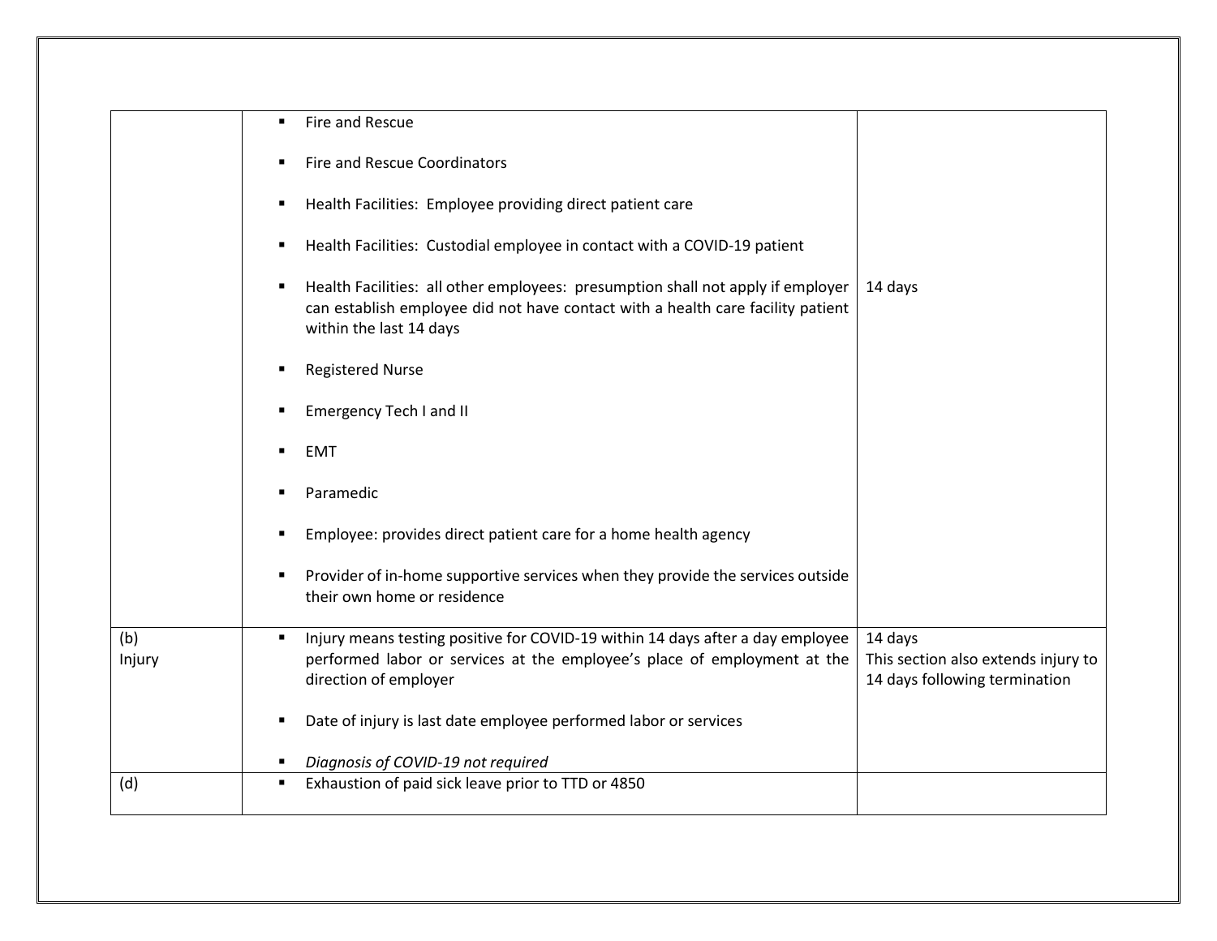| | | |
|---|---|---|
| | ▪ Fire and Rescue<br><br>▪ Fire and Rescue Coordinators<br><br>▪ Health Facilities: Employee providing direct patient care<br><br>▪ Health Facilities: Custodial employee in contact with a COVID-19 patient<br><br>▪ Health Facilities: all other employees: presumption shall not apply if employer can establish employee did not have contact with a health care facility patient within the last 14 days<br><br>▪ Registered Nurse<br><br>▪ Emergency Tech I and II<br><br>▪ EMT<br><br>▪ Paramedic<br><br>▪ Employee: provides direct patient care for a home health agency<br><br>▪ Provider of in-home supportive services when they provide the services outside their own home or residence | 14 days |
| (b)<br>Injury | ▪ Injury means testing positive for COVID-19 within 14 days after a day employee performed labor or services at the employee's place of employment at the direction of employer<br><br>▪ Date of injury is last date employee performed labor or services<br><br>▪ *Diagnosis of COVID-19 not required* | 14 days<br>This section also extends injury to 14 days following termination |
| (d) | ▪ Exhaustion of paid sick leave prior to TTD or 4850 | |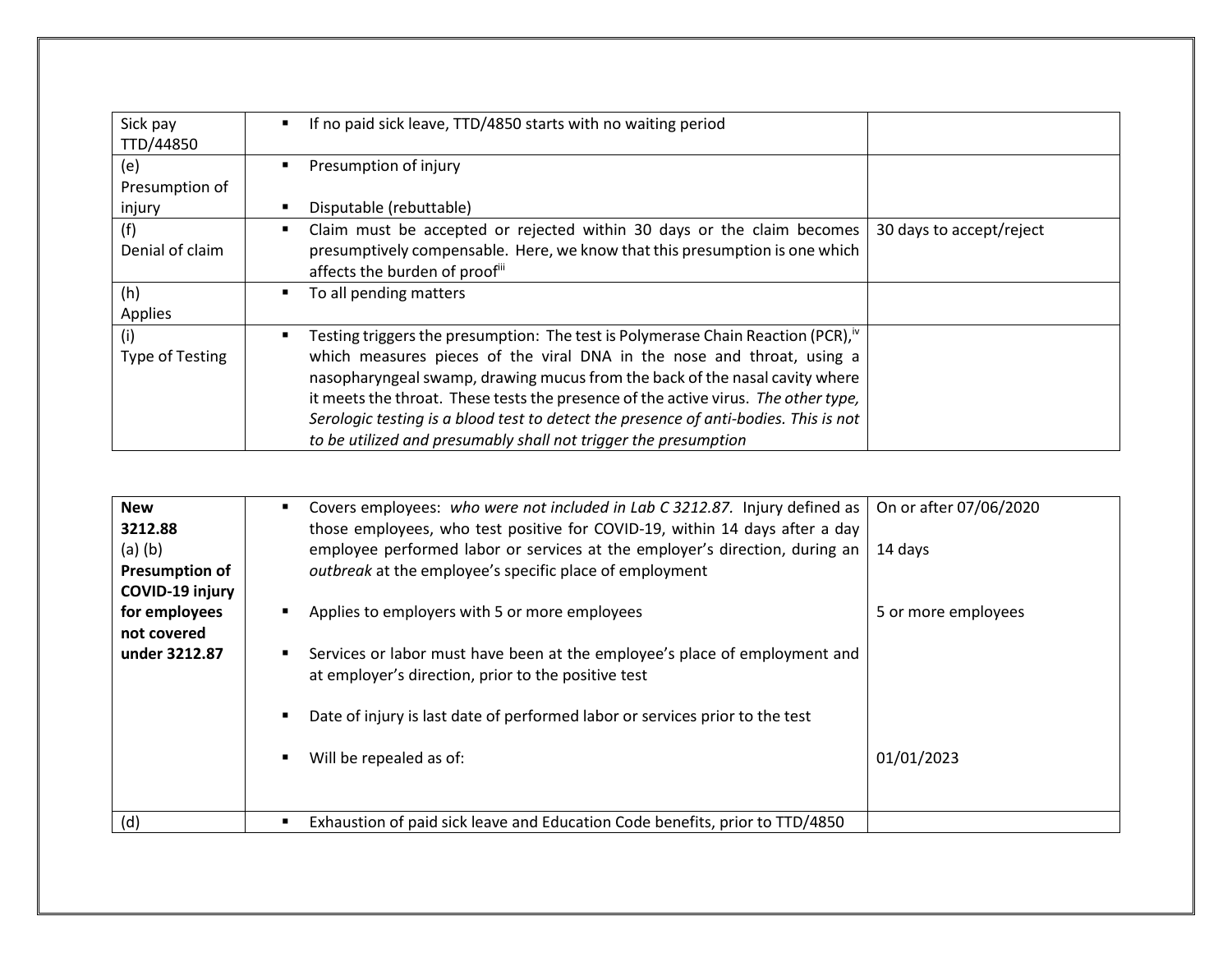| | | |
|---|---|---|
| Sick pay TTD/44850 | ▪ If no paid sick leave, TTD/4850 starts with no waiting period | |
| (e) Presumption of injury | ▪ Presumption of injury<br>▪ Disputable (rebuttable) | |
| (f) Denial of claim | ▪ Claim must be accepted or rejected within 30 days or the claim becomes presumptively compensable. Here, we know that this presumption is one which affects the burden of proof[iii] | 30 days to accept/reject |
| (h) Applies | ▪ To all pending matters | |
| (i) Type of Testing | ▪ Testing triggers the presumption: The test is Polymerase Chain Reaction (PCR),[iv] which measures pieces of the viral DNA in the nose and throat, using a nasopharyngeal swamp, drawing mucus from the back of the nasal cavity where it meets the throat. These tests the presence of the active virus. *The other type, Serologic testing is a blood test to detect the presence of anti-bodies. This is not to be utilized and presumably shall not trigger the presumption* | |

| | | |
|---|---|---|
| **New 3212.88** (a) (b) **Presumption of COVID-19 injury for employees not covered under 3212.87** | ▪ Covers employees: *who were not included in Lab C 3212.87.* Injury defined as those employees, who test positive for COVID-19, within 14 days after a day employee performed labor or services at the employer's direction, during an *outbreak* at the employee's specific place of employment<br>▪ Applies to employers with 5 or more employees<br>▪ Services or labor must have been at the employee's place of employment and at employer's direction, prior to the positive test<br>▪ Date of injury is last date of performed labor or services prior to the test<br>▪ Will be repealed as of: | On or after 07/06/2020<br>14 days<br>5 or more employees<br>01/01/2023 |
| (d) | ▪ Exhaustion of paid sick leave and Education Code benefits, prior to TTD/4850 | |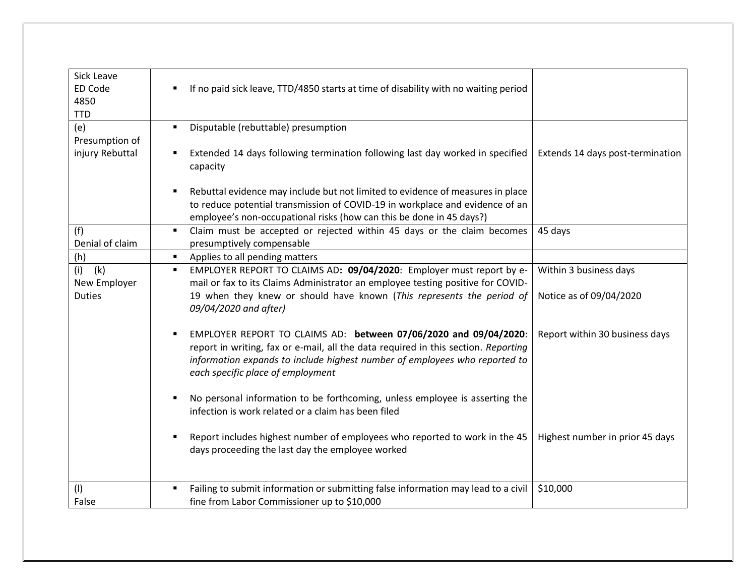| Sick Leave<br>ED Code<br>4850<br>TTD | ▪ If no paid sick leave, TTD/4850 starts at time of disability with no waiting period | |
|---|---|---|
| (e)<br>Presumption of injury Rebuttal | ▪ Disputable (rebuttable) presumption<br><br>▪ Extended 14 days following termination following last day worked in specified capacity<br><br>▪ Rebuttal evidence may include but not limited to evidence of measures in place to reduce potential transmission of COVID-19 in workplace and evidence of an employee's non-occupational risks (how can this be done in 45 days?) | Extends 14 days post-termination |
| (f)<br>Denial of claim | ▪ Claim must be accepted or rejected within 45 days or the claim becomes presumptively compensable | 45 days |
| (h) | ▪ Applies to all pending matters | |
| (i) (k)<br>New Employer Duties | ▪ EMPLOYER REPORT TO CLAIMS AD**: 09/04/2020**: Employer must report by e-mail or fax to its Claims Administrator an employee testing positive for COVID-19 when they knew or should have known (*This represents the period of 09/04/2020 and after)*<br><br>▪ EMPLOYER REPORT TO CLAIMS AD: **between 07/06/2020 and 09/04/2020**: report in writing, fax or e-mail, all the data required in this section. *Reporting information expands to include highest number of employees who reported to each specific place of employment*<br><br>▪ No personal information to be forthcoming, unless employee is asserting the infection is work related or a claim has been filed<br><br>▪ Report includes highest number of employees who reported to work in the 45 days proceeding the last day the employee worked | Within 3 business days<br><br>Notice as of 09/04/2020<br><br>Report within 30 business days<br><br>Highest number in prior 45 days |
| (l)<br>False | ▪ Failing to submit information or submitting false information may lead to a civil fine from Labor Commissioner up to $10,000 | $10,000 |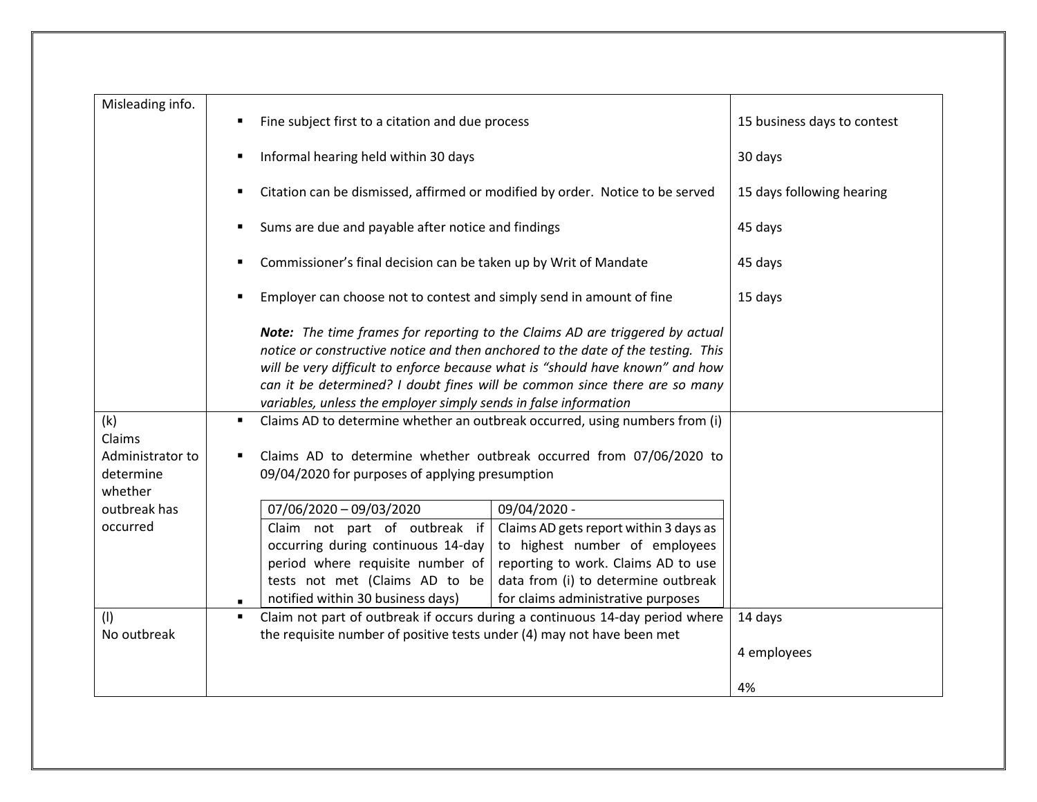| | | |
|---|---|---|
| Misleading info. | ▪ Fine subject first to a citation and due process<br><br>▪ Informal hearing held within 30 days<br><br>▪ Citation can be dismissed, affirmed or modified by order. Notice to be served<br><br>▪ Sums are due and payable after notice and findings<br><br>▪ Commissioner's final decision can be taken up by Writ of Mandate<br><br>▪ Employer can choose not to contest and simply send in amount of fine<br><br>***Note:*** *The time frames for reporting to the Claims AD are triggered by actual notice or constructive notice and then anchored to the date of the testing. This will be very difficult to enforce because what is "should have known" and how can it be determined? I doubt fines will be common since there are so many variables, unless the employer simply sends in false information* | 15 business days to contest<br><br>30 days<br><br>15 days following hearing<br><br>45 days<br><br>45 days<br><br>15 days |
| (k)<br>Claims Administrator to determine whether outbreak has occurred | ▪ Claims AD to determine whether an outbreak occurred, using numbers from (i)<br><br>▪ Claims AD to determine whether outbreak occurred from 07/06/2020 to 09/04/2020 for purposes of applying presumption<br><br>**07/06/2020 – 09/03/2020:** Claim not part of outbreak if occurring during continuous 14-day period where requisite number of tests not met (Claims AD to be notified within 30 business days)<br><br>**09/04/2020 -:** Claims AD gets report within 3 days as to highest number of employees reporting to work. Claims AD to use data from (i) to determine outbreak for claims administrative purposes | |
| (l)<br>No outbreak | ▪ Claim not part of outbreak if occurs during a continuous 14-day period where the requisite number of positive tests under (4) may not have been met | 14 days<br><br>4 employees<br><br>4% |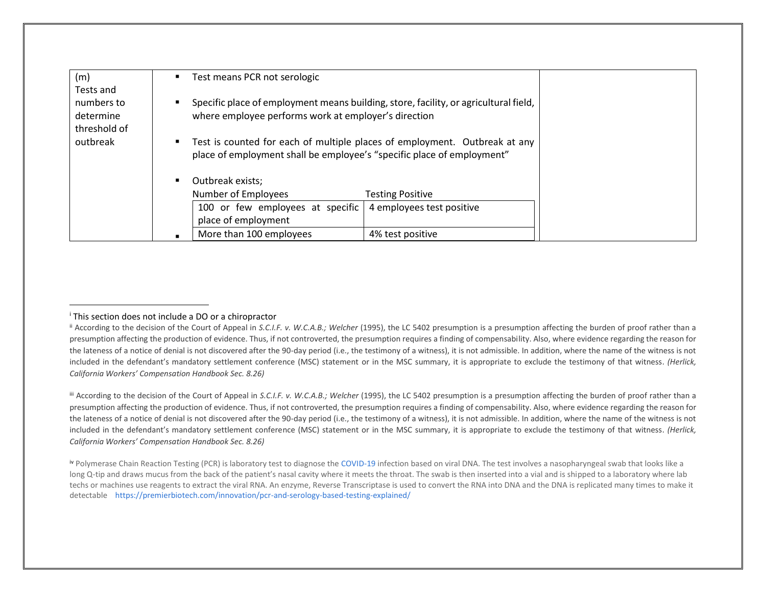| | | |
|---|---|---|
| (m) Tests and numbers to determine threshold of outbreak | ▪ Test means PCR not serologic<br><br>▪ Specific place of employment means building, store, facility, or agricultural field, where employee performs work at employer's direction<br><br>▪ Test is counted for each of multiple places of employment. Outbreak at any place of employment shall be employee's "specific place of employment"<br><br>▪ Outbreak exists;<br>Number of Employees — Testing Positive<br>100 or few employees at specific place of employment — 4 employees test positive<br>▪ More than 100 employees — 4% test positive | |

---

[i] This section does not include a DO or a chiropractor

[ii] According to the decision of the Court of Appeal in *S.C.I.F. v. W.C.A.B.; Welcher* (1995), the LC 5402 presumption is a presumption affecting the burden of proof rather than a presumption affecting the production of evidence. Thus, if not controverted, the presumption requires a finding of compensability. Also, where evidence regarding the reason for the lateness of a notice of denial is not discovered after the 90-day period (i.e., the testimony of a witness), it is not admissible. In addition, where the name of the witness is not included in the defendant's mandatory settlement conference (MSC) statement or in the MSC summary, it is appropriate to exclude the testimony of that witness. *(Herlick, California Workers' Compensation Handbook Sec. 8.26)*

[iii] According to the decision of the Court of Appeal in *S.C.I.F. v. W.C.A.B.; Welcher* (1995), the LC 5402 presumption is a presumption affecting the burden of proof rather than a presumption affecting the production of evidence. Thus, if not controverted, the presumption requires a finding of compensability. Also, where evidence regarding the reason for the lateness of a notice of denial is not discovered after the 90-day period (i.e., the testimony of a witness), it is not admissible. In addition, where the name of the witness is not included in the defendant's mandatory settlement conference (MSC) statement or in the MSC summary, it is appropriate to exclude the testimony of that witness. *(Herlick, California Workers' Compensation Handbook Sec. 8.26)*

[iv] Polymerase Chain Reaction Testing (PCR) is laboratory test to diagnose the COVID-19 infection based on viral DNA. The test involves a nasopharyngeal swab that looks like a long Q-tip and draws mucus from the back of the patient's nasal cavity where it meets the throat. The swab is then inserted into a vial and is shipped to a laboratory where lab techs or machines use reagents to extract the viral RNA. An enzyme, Reverse Transcriptase is used to convert the RNA into DNA and the DNA is replicated many times to make it detectable https://premierbiotech.com/innovation/pcr-and-serology-based-testing-explained/